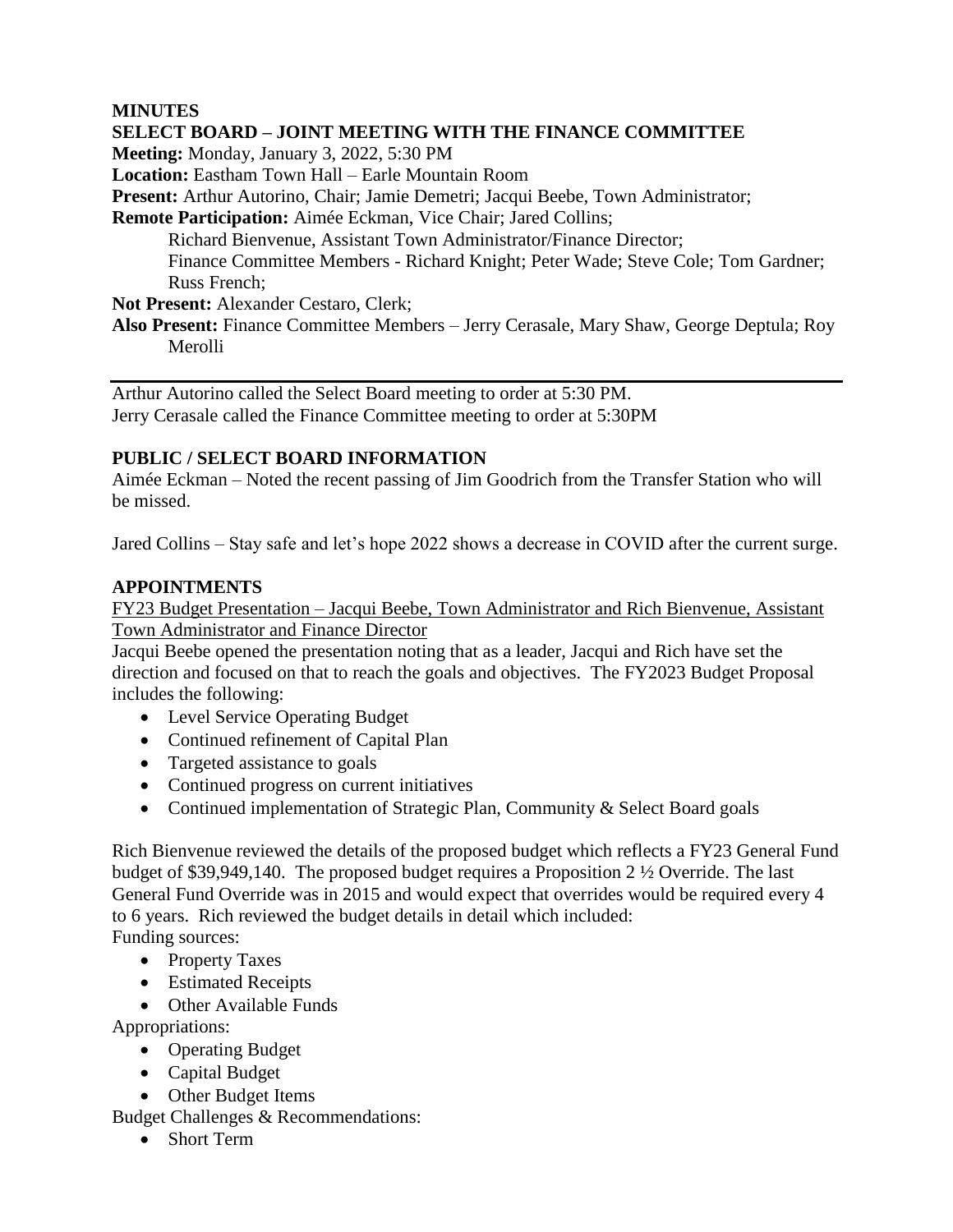**MINUTES**

**SELECT BOARD – JOINT MEETING WITH THE FINANCE COMMITTEE**

**Meeting:** Monday, January 3, 2022, 5:30 PM

**Location:** Eastham Town Hall – Earle Mountain Room

**Present:** Arthur Autorino, Chair; Jamie Demetri; Jacqui Beebe, Town Administrator;

**Remote Participation:** Aimée Eckman, Vice Chair; Jared Collins;
Richard Bienvenue, Assistant Town Administrator/Finance Director;
Finance Committee Members - Richard Knight; Peter Wade; Steve Cole; Tom Gardner; Russ French;

**Not Present:** Alexander Cestaro, Clerk;

**Also Present:** Finance Committee Members – Jerry Cerasale, Mary Shaw, George Deptula; Roy Merolli

---

Arthur Autorino called the Select Board meeting to order at 5:30 PM.
Jerry Cerasale called the Finance Committee meeting to order at 5:30PM

## PUBLIC / SELECT BOARD INFORMATION

Aimée Eckman – Noted the recent passing of Jim Goodrich from the Transfer Station who will be missed.

Jared Collins – Stay safe and let's hope 2022 shows a decrease in COVID after the current surge.

## APPOINTMENTS

<u>FY23 Budget Presentation – Jacqui Beebe, Town Administrator and Rich Bienvenue, Assistant Town Administrator and Finance Director</u>

Jacqui Beebe opened the presentation noting that as a leader, Jacqui and Rich have set the direction and focused on that to reach the goals and objectives. The FY2023 Budget Proposal includes the following:

- Level Service Operating Budget
- Continued refinement of Capital Plan
- Targeted assistance to goals
- Continued progress on current initiatives
- Continued implementation of Strategic Plan, Community & Select Board goals

Rich Bienvenue reviewed the details of the proposed budget which reflects a FY23 General Fund budget of $39,949,140. The proposed budget requires a Proposition 2 ½ Override. The last General Fund Override was in 2015 and would expect that overrides would be required every 4 to 6 years. Rich reviewed the budget details in detail which included:

Funding sources:

- Property Taxes
- Estimated Receipts
- Other Available Funds

Appropriations:

- Operating Budget
- Capital Budget
- Other Budget Items

Budget Challenges & Recommendations:

- Short Term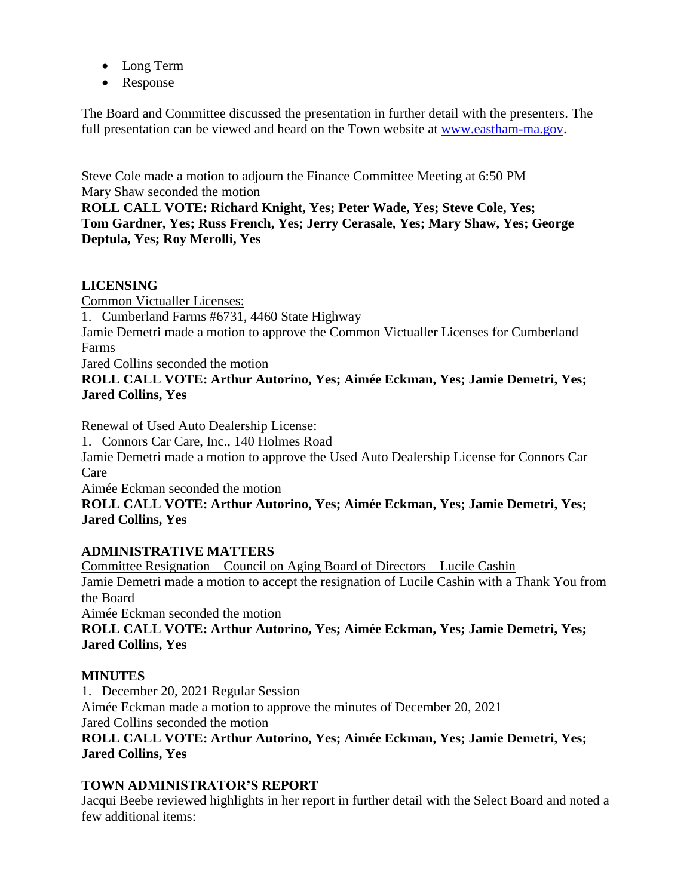- Long Term
- Response

The Board and Committee discussed the presentation in further detail with the presenters. The full presentation can be viewed and heard on the Town website at www.eastham-ma.gov.

Steve Cole made a motion to adjourn the Finance Committee Meeting at 6:50 PM
Mary Shaw seconded the motion
**ROLL CALL VOTE: Richard Knight, Yes; Peter Wade, Yes; Steve Cole, Yes; Tom Gardner, Yes; Russ French, Yes; Jerry Cerasale, Yes; Mary Shaw, Yes; George Deptula, Yes; Roy Merolli, Yes**

**LICENSING**

Common Victualler Licenses:

1. Cumberland Farms #6731, 4460 State Highway

Jamie Demetri made a motion to approve the Common Victualler Licenses for Cumberland Farms
Jared Collins seconded the motion
**ROLL CALL VOTE: Arthur Autorino, Yes; Aimée Eckman, Yes; Jamie Demetri, Yes; Jared Collins, Yes**

Renewal of Used Auto Dealership License:

1. Connors Car Care, Inc., 140 Holmes Road

Jamie Demetri made a motion to approve the Used Auto Dealership License for Connors Car Care
Aimée Eckman seconded the motion
**ROLL CALL VOTE: Arthur Autorino, Yes; Aimée Eckman, Yes; Jamie Demetri, Yes; Jared Collins, Yes**

**ADMINISTRATIVE MATTERS**

Committee Resignation – Council on Aging Board of Directors – Lucile Cashin

Jamie Demetri made a motion to accept the resignation of Lucile Cashin with a Thank You from the Board
Aimée Eckman seconded the motion
**ROLL CALL VOTE: Arthur Autorino, Yes; Aimée Eckman, Yes; Jamie Demetri, Yes; Jared Collins, Yes**

**MINUTES**

1. December 20, 2021 Regular Session

Aimée Eckman made a motion to approve the minutes of December 20, 2021
Jared Collins seconded the motion
**ROLL CALL VOTE: Arthur Autorino, Yes; Aimée Eckman, Yes; Jamie Demetri, Yes; Jared Collins, Yes**

**TOWN ADMINISTRATOR'S REPORT**

Jacqui Beebe reviewed highlights in her report in further detail with the Select Board and noted a few additional items: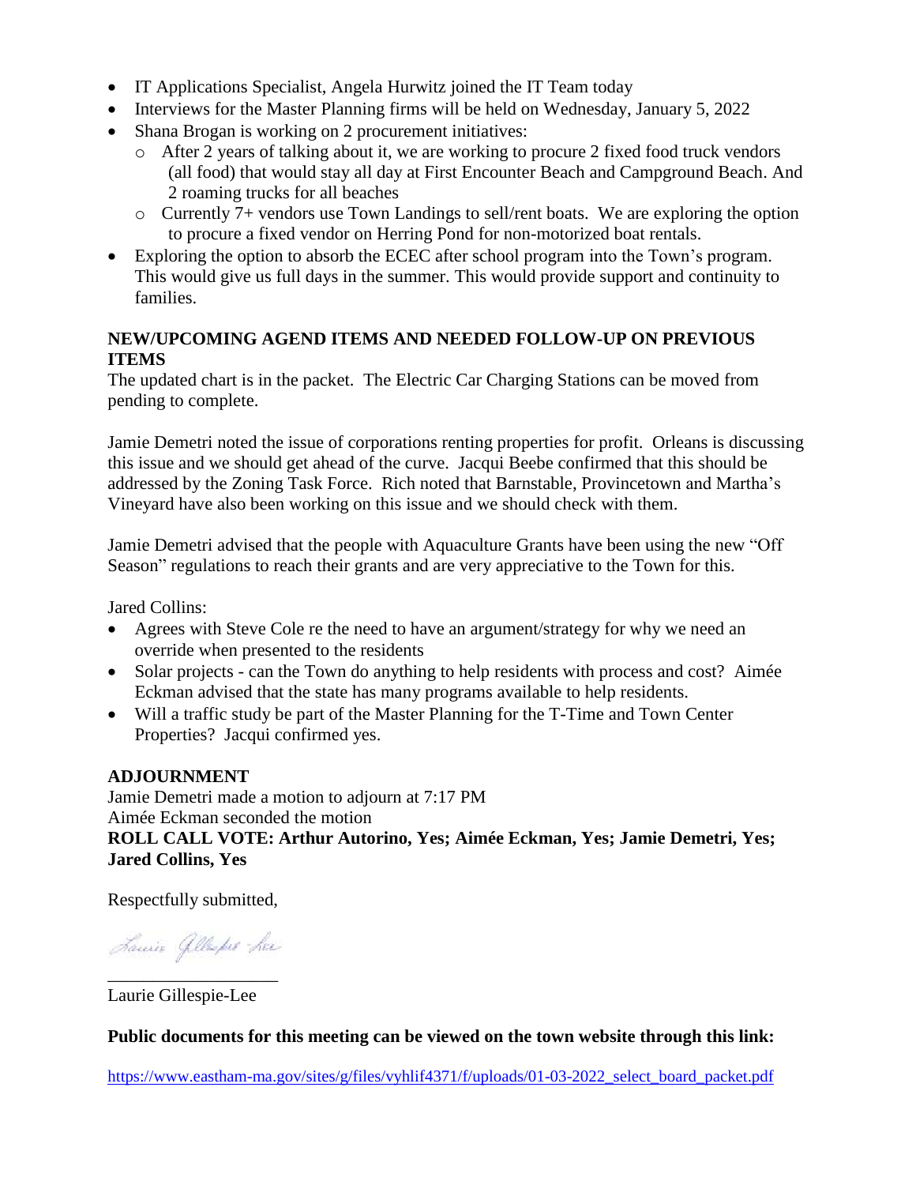- IT Applications Specialist, Angela Hurwitz joined the IT Team today
- Interviews for the Master Planning firms will be held on Wednesday, January 5, 2022
- Shana Brogan is working on 2 procurement initiatives:
  - After 2 years of talking about it, we are working to procure 2 fixed food truck vendors (all food) that would stay all day at First Encounter Beach and Campground Beach. And 2 roaming trucks for all beaches
  - Currently 7+ vendors use Town Landings to sell/rent boats. We are exploring the option to procure a fixed vendor on Herring Pond for non-motorized boat rentals.
- Exploring the option to absorb the ECEC after school program into the Town's program. This would give us full days in the summer. This would provide support and continuity to families.

**NEW/UPCOMING AGEND ITEMS AND NEEDED FOLLOW-UP ON PREVIOUS ITEMS**

The updated chart is in the packet. The Electric Car Charging Stations can be moved from pending to complete.

Jamie Demetri noted the issue of corporations renting properties for profit. Orleans is discussing this issue and we should get ahead of the curve. Jacqui Beebe confirmed that this should be addressed by the Zoning Task Force. Rich noted that Barnstable, Provincetown and Martha's Vineyard have also been working on this issue and we should check with them.

Jamie Demetri advised that the people with Aquaculture Grants have been using the new "Off Season" regulations to reach their grants and are very appreciative to the Town for this.

Jared Collins:

- Agrees with Steve Cole re the need to have an argument/strategy for why we need an override when presented to the residents
- Solar projects - can the Town do anything to help residents with process and cost? Aimée Eckman advised that the state has many programs available to help residents.
- Will a traffic study be part of the Master Planning for the T-Time and Town Center Properties? Jacqui confirmed yes.

**ADJOURNMENT**

Jamie Demetri made a motion to adjourn at 7:17 PM
Aimée Eckman seconded the motion
**ROLL CALL VOTE: Arthur Autorino, Yes; Aimée Eckman, Yes; Jamie Demetri, Yes; Jared Collins, Yes**

Respectfully submitted,

Laurie Gillespie-Lee

___________________

Laurie Gillespie-Lee

**Public documents for this meeting can be viewed on the town website through this link:**

https://www.eastham-ma.gov/sites/g/files/vyhlif4371/f/uploads/01-03-2022_select_board_packet.pdf